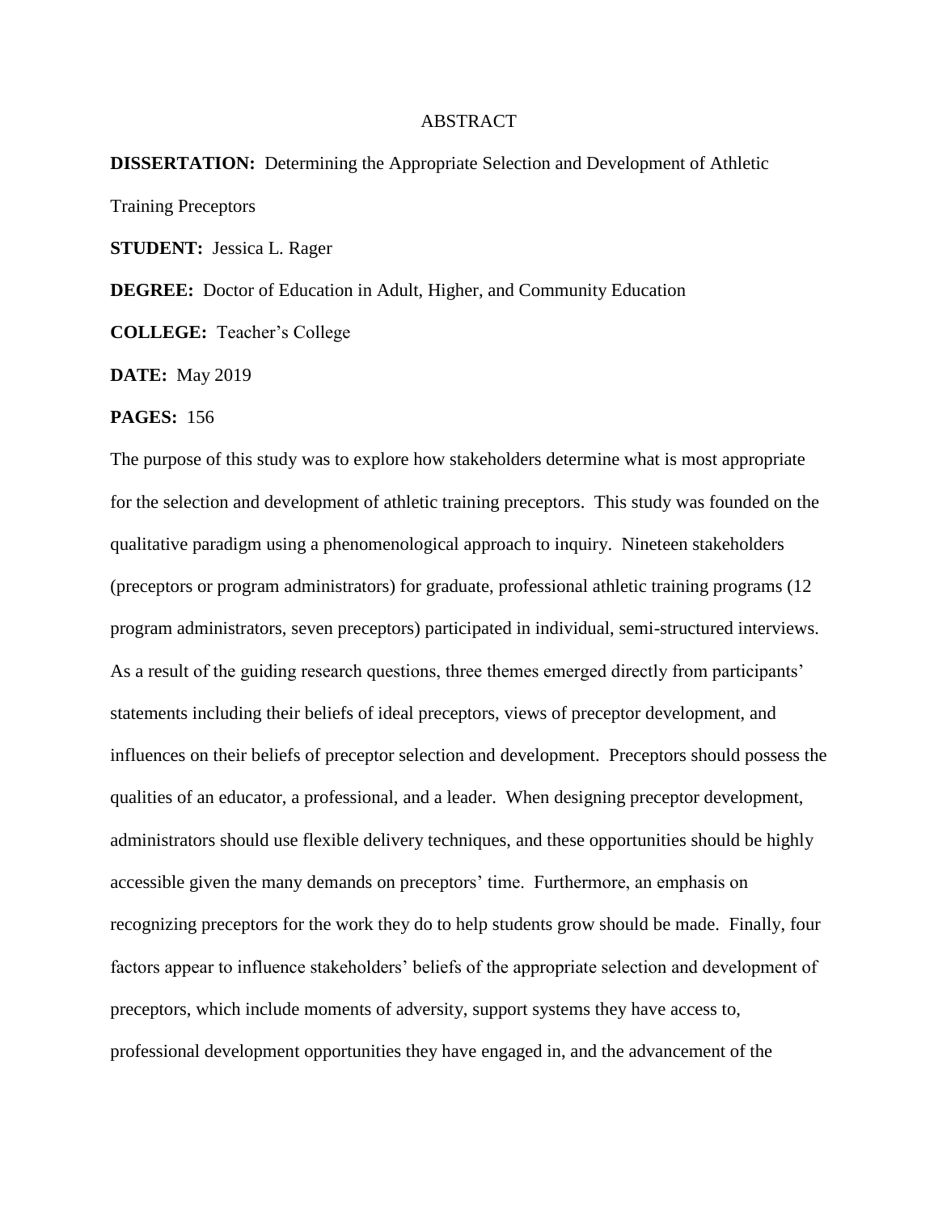# ABSTRACT

**DISSERTATION:** Determining the Appropriate Selection and Development of Athletic Training Preceptors

**STUDENT:** Jessica L. Rager

**DEGREE:** Doctor of Education in Adult, Higher, and Community Education

**COLLEGE:** Teacher's College

**DATE:** May 2019

**PAGES:** 156

The purpose of this study was to explore how stakeholders determine what is most appropriate for the selection and development of athletic training preceptors. This study was founded on the qualitative paradigm using a phenomenological approach to inquiry. Nineteen stakeholders (preceptors or program administrators) for graduate, professional athletic training programs (12 program administrators, seven preceptors) participated in individual, semi-structured interviews. As a result of the guiding research questions, three themes emerged directly from participants' statements including their beliefs of ideal preceptors, views of preceptor development, and influences on their beliefs of preceptor selection and development. Preceptors should possess the qualities of an educator, a professional, and a leader. When designing preceptor development, administrators should use flexible delivery techniques, and these opportunities should be highly accessible given the many demands on preceptors' time. Furthermore, an emphasis on recognizing preceptors for the work they do to help students grow should be made. Finally, four factors appear to influence stakeholders' beliefs of the appropriate selection and development of preceptors, which include moments of adversity, support systems they have access to, professional development opportunities they have engaged in, and the advancement of the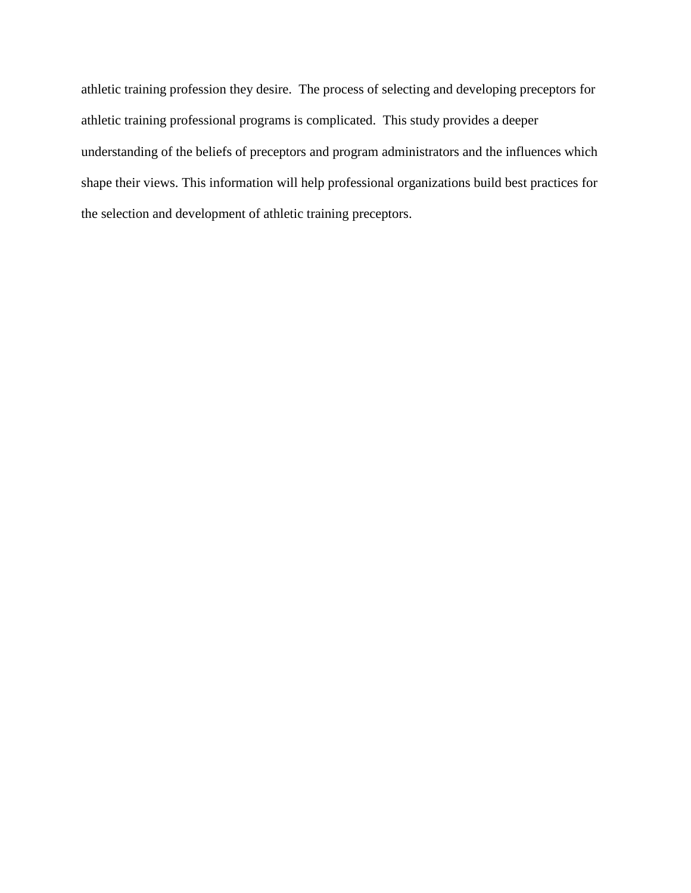athletic training profession they desire. The process of selecting and developing preceptors for athletic training professional programs is complicated. This study provides a deeper understanding of the beliefs of preceptors and program administrators and the influences which shape their views. This information will help professional organizations build best practices for the selection and development of athletic training preceptors.